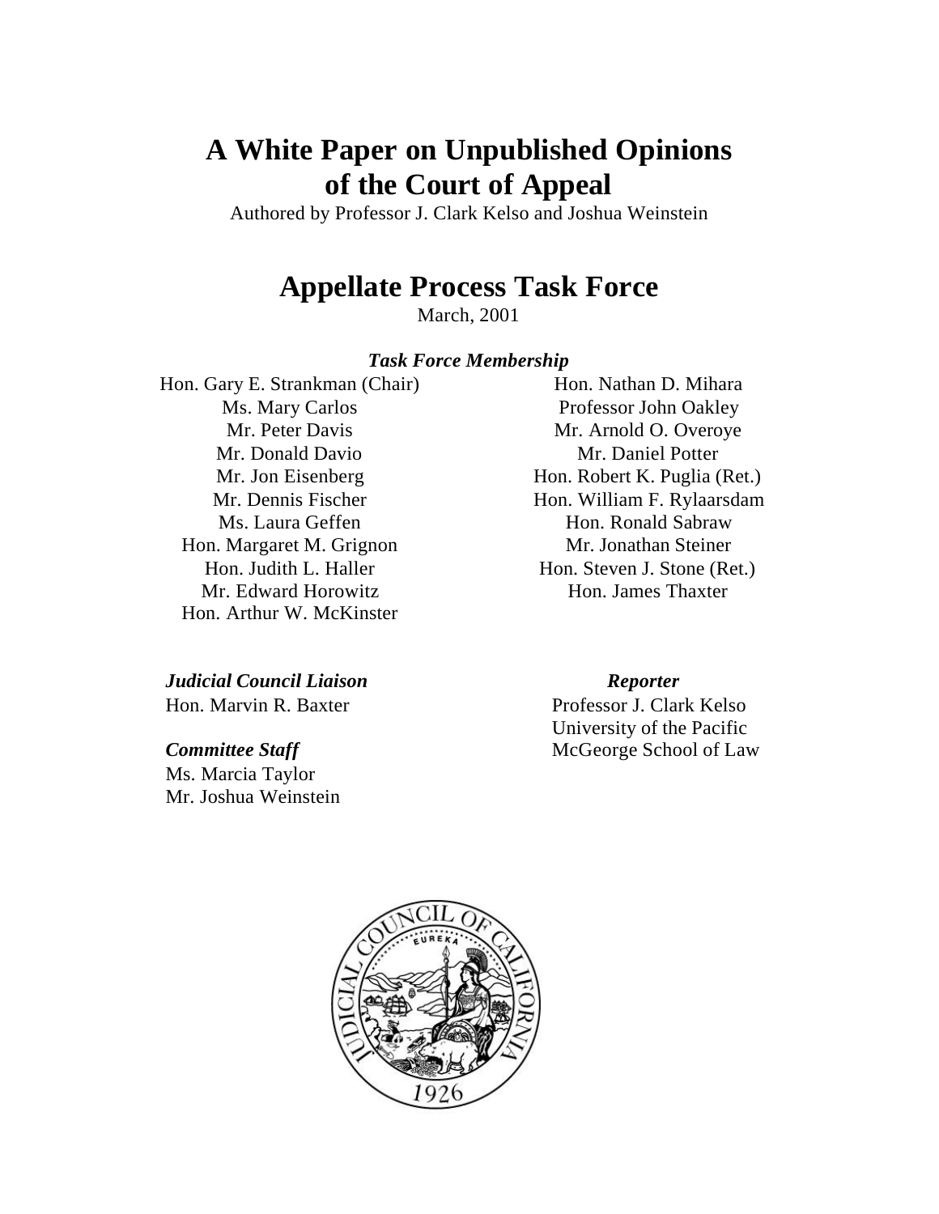# A White Paper on Unpublished Opinions of the Court of Appeal

Authored by Professor J. Clark Kelso and Joshua Weinstein

## Appellate Process Task Force

March, 2001

***Task Force Membership***

Hon. Gary E. Strankman (Chair)
Ms. Mary Carlos
Mr. Peter Davis
Mr. Donald Davio
Mr. Jon Eisenberg
Mr. Dennis Fischer
Ms. Laura Geffen
Hon. Margaret M. Grignon
Hon. Judith L. Haller
Mr. Edward Horowitz
Hon. Arthur W. McKinster
Hon. Nathan D. Mihara
Professor John Oakley
Mr. Arnold O. Overoye
Mr. Daniel Potter
Hon. Robert K. Puglia (Ret.)
Hon. William F. Rylaarsdam
Hon. Ronald Sabraw
Mr. Jonathan Steiner
Hon. Steven J. Stone (Ret.)
Hon. James Thaxter

***Judicial Council Liaison***
Hon. Marvin R. Baxter

***Committee Staff***
Ms. Marcia Taylor
Mr. Joshua Weinstein

***Reporter***
Professor J. Clark Kelso
University of the Pacific
McGeorge School of Law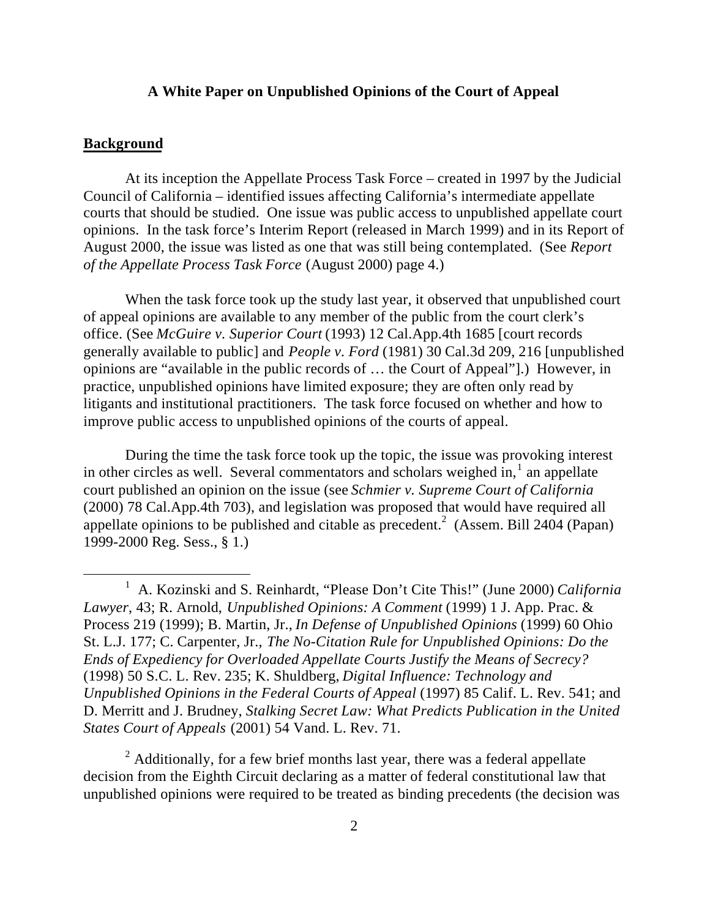### A White Paper on Unpublished Opinions of the Court of Appeal

## **Background**

At its inception the Appellate Process Task Force – created in 1997 by the Judicial Council of California – identified issues affecting California's intermediate appellate courts that should be studied. One issue was public access to unpublished appellate court opinions. In the task force's Interim Report (released in March 1999) and in its Report of August 2000, the issue was listed as one that was still being contemplated. (See *Report of the Appellate Process Task Force* (August 2000) page 4.)

When the task force took up the study last year, it observed that unpublished court of appeal opinions are available to any member of the public from the court clerk's office. (See *McGuire v. Superior Court* (1993) 12 Cal.App.4th 1685 [court records generally available to public] and *People v. Ford* (1981) 30 Cal.3d 209, 216 [unpublished opinions are "available in the public records of … the Court of Appeal"].) However, in practice, unpublished opinions have limited exposure; they are often only read by litigants and institutional practitioners. The task force focused on whether and how to improve public access to unpublished opinions of the courts of appeal.

During the time the task force took up the topic, the issue was provoking interest in other circles as well. Several commentators and scholars weighed in,[1] an appellate court published an opinion on the issue (see *Schmier v. Supreme Court of California* (2000) 78 Cal.App.4th 703), and legislation was proposed that would have required all appellate opinions to be published and citable as precedent.[2] (Assem. Bill 2404 (Papan) 1999-2000 Reg. Sess., § 1.)

---

[1] A. Kozinski and S. Reinhardt, "Please Don't Cite This!" (June 2000) *California Lawyer*, 43; R. Arnold, *Unpublished Opinions: A Comment* (1999) 1 J. App. Prac. & Process 219 (1999); B. Martin, Jr., *In Defense of Unpublished Opinions* (1999) 60 Ohio St. L.J. 177; C. Carpenter, Jr., *The No-Citation Rule for Unpublished Opinions: Do the Ends of Expediency for Overloaded Appellate Courts Justify the Means of Secrecy?* (1998) 50 S.C. L. Rev. 235; K. Shuldberg, *Digital Influence: Technology and Unpublished Opinions in the Federal Courts of Appeal* (1997) 85 Calif. L. Rev. 541; and D. Merritt and J. Brudney, *Stalking Secret Law: What Predicts Publication in the United States Court of Appeals* (2001) 54 Vand. L. Rev. 71.

[2] Additionally, for a few brief months last year, there was a federal appellate decision from the Eighth Circuit declaring as a matter of federal constitutional law that unpublished opinions were required to be treated as binding precedents (the decision was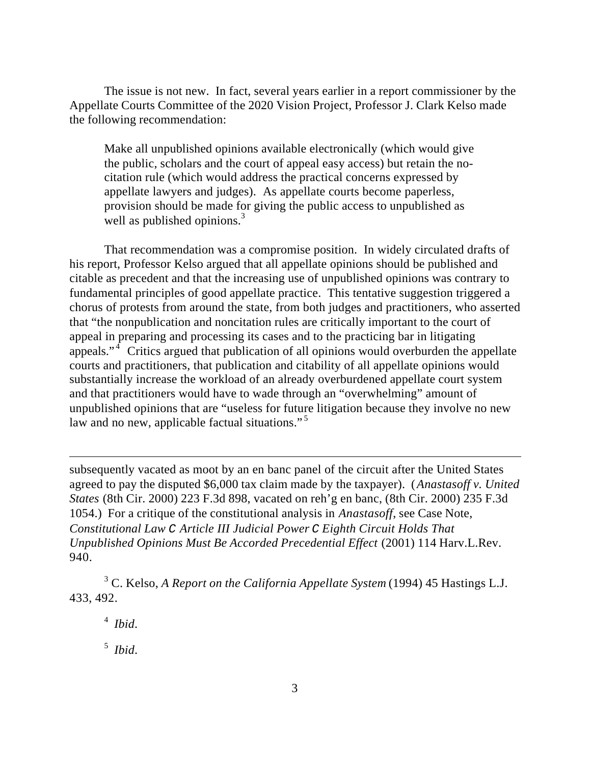The issue is not new. In fact, several years earlier in a report commissioner by the Appellate Courts Committee of the 2020 Vision Project, Professor J. Clark Kelso made the following recommendation:

> Make all unpublished opinions available electronically (which would give the public, scholars and the court of appeal easy access) but retain the no-citation rule (which would address the practical concerns expressed by appellate lawyers and judges). As appellate courts become paperless, provision should be made for giving the public access to unpublished as well as published opinions.[3]

That recommendation was a compromise position. In widely circulated drafts of his report, Professor Kelso argued that all appellate opinions should be published and citable as precedent and that the increasing use of unpublished opinions was contrary to fundamental principles of good appellate practice. This tentative suggestion triggered a chorus of protests from around the state, from both judges and practitioners, who asserted that "the nonpublication and noncitation rules are critically important to the court of appeal in preparing and processing its cases and to the practicing bar in litigating appeals."[4] Critics argued that publication of all opinions would overburden the appellate courts and practitioners, that publication and citability of all appellate opinions would substantially increase the workload of an already overburdened appellate court system and that practitioners would have to wade through an "overwhelming" amount of unpublished opinions that are "useless for future litigation because they involve no new law and no new, applicable factual situations."[5]

---

subsequently vacated as moot by an en banc panel of the circuit after the United States agreed to pay the disputed $6,000 tax claim made by the taxpayer). (*Anastasoff v. United States* (8th Cir. 2000) 223 F.3d 898, vacated on reh'g en banc, (8th Cir. 2000) 235 F.3d 1054.) For a critique of the constitutional analysis in *Anastasoff*, see Case Note, *Constitutional Law C Article III Judicial Power C Eighth Circuit Holds That Unpublished Opinions Must Be Accorded Precedential Effect* (2001) 114 Harv.L.Rev. 940.

[3] C. Kelso, *A Report on the California Appellate System* (1994) 45 Hastings L.J. 433, 492.

[4] *Ibid.*

[5] *Ibid.*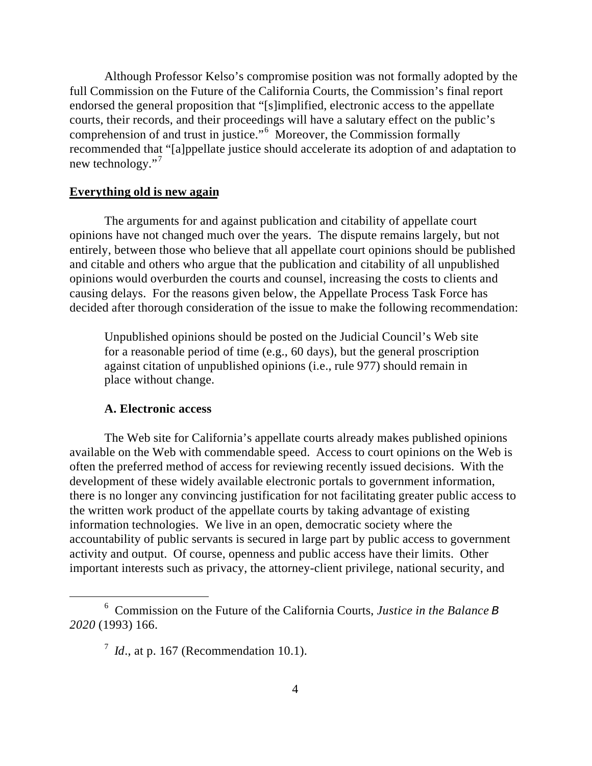Although Professor Kelso's compromise position was not formally adopted by the full Commission on the Future of the California Courts, the Commission's final report endorsed the general proposition that "[s]implified, electronic access to the appellate courts, their records, and their proceedings will have a salutary effect on the public's comprehension of and trust in justice."[6] Moreover, the Commission formally recommended that "[a]ppellate justice should accelerate its adoption of and adaptation to new technology."[7]

## **Everything old is new again**

The arguments for and against publication and citability of appellate court opinions have not changed much over the years. The dispute remains largely, but not entirely, between those who believe that all appellate court opinions should be published and citable and others who argue that the publication and citability of all unpublished opinions would overburden the courts and counsel, increasing the costs to clients and causing delays. For the reasons given below, the Appellate Process Task Force has decided after thorough consideration of the issue to make the following recommendation:

> Unpublished opinions should be posted on the Judicial Council's Web site for a reasonable period of time (e.g., 60 days), but the general proscription against citation of unpublished opinions (i.e., rule 977) should remain in place without change.

### A. Electronic access

The Web site for California's appellate courts already makes published opinions available on the Web with commendable speed. Access to court opinions on the Web is often the preferred method of access for reviewing recently issued decisions. With the development of these widely available electronic portals to government information, there is no longer any convincing justification for not facilitating greater public access to the written work product of the appellate courts by taking advantage of existing information technologies. We live in an open, democratic society where the accountability of public servants is secured in large part by public access to government activity and output. Of course, openness and public access have their limits. Other important interests such as privacy, the attorney-client privilege, national security, and

---

[6] Commission on the Future of the California Courts, *Justice in the Balance B 2020* (1993) 166.

[7] *Id*., at p. 167 (Recommendation 10.1).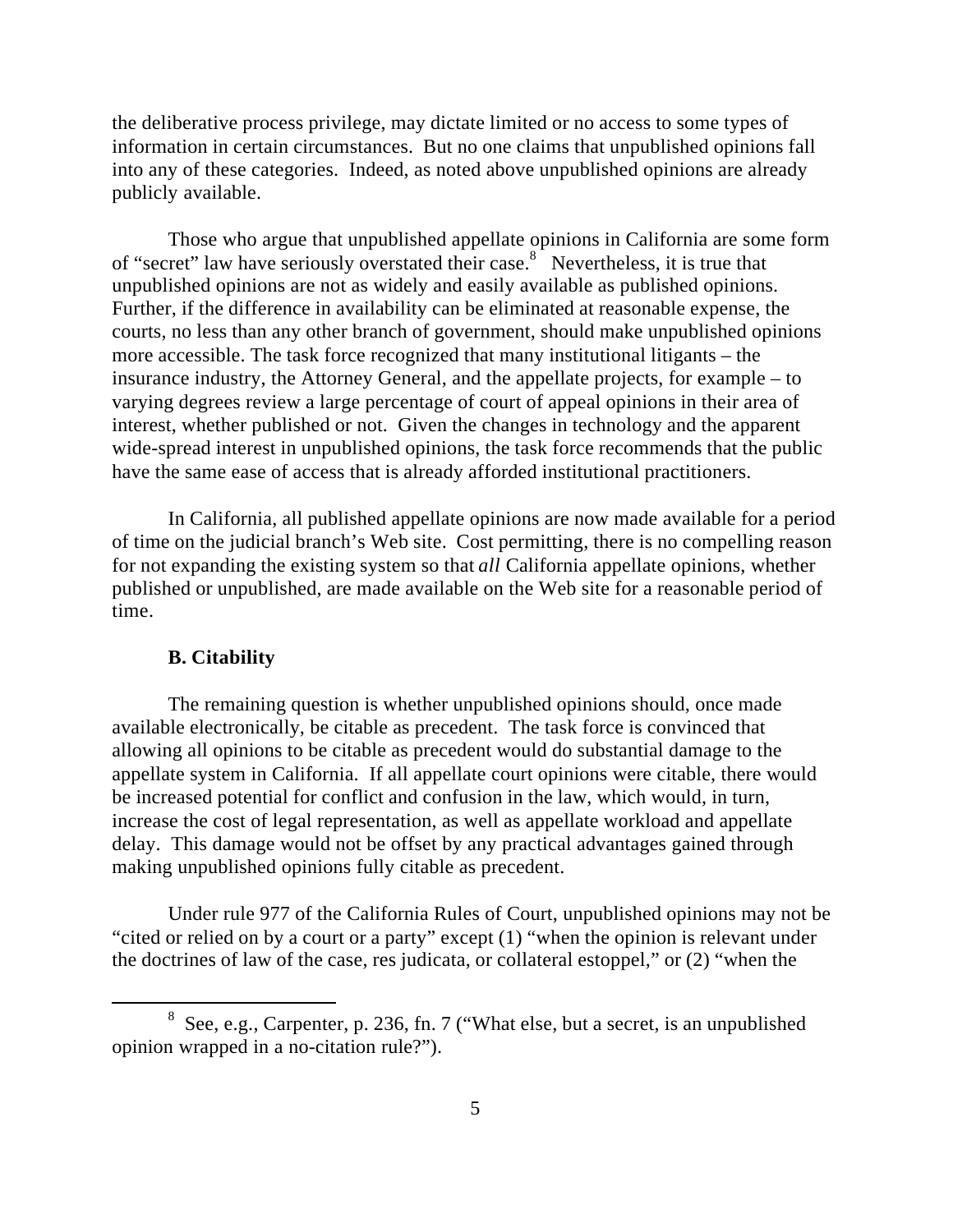the deliberative process privilege, may dictate limited or no access to some types of information in certain circumstances. But no one claims that unpublished opinions fall into any of these categories. Indeed, as noted above unpublished opinions are already publicly available.

Those who argue that unpublished appellate opinions in California are some form of "secret" law have seriously overstated their case.[8] Nevertheless, it is true that unpublished opinions are not as widely and easily available as published opinions. Further, if the difference in availability can be eliminated at reasonable expense, the courts, no less than any other branch of government, should make unpublished opinions more accessible. The task force recognized that many institutional litigants – the insurance industry, the Attorney General, and the appellate projects, for example – to varying degrees review a large percentage of court of appeal opinions in their area of interest, whether published or not. Given the changes in technology and the apparent wide-spread interest in unpublished opinions, the task force recommends that the public have the same ease of access that is already afforded institutional practitioners.

In California, all published appellate opinions are now made available for a period of time on the judicial branch's Web site. Cost permitting, there is no compelling reason for not expanding the existing system so that *all* California appellate opinions, whether published or unpublished, are made available on the Web site for a reasonable period of time.

### B. Citability

The remaining question is whether unpublished opinions should, once made available electronically, be citable as precedent. The task force is convinced that allowing all opinions to be citable as precedent would do substantial damage to the appellate system in California. If all appellate court opinions were citable, there would be increased potential for conflict and confusion in the law, which would, in turn, increase the cost of legal representation, as well as appellate workload and appellate delay. This damage would not be offset by any practical advantages gained through making unpublished opinions fully citable as precedent.

Under rule 977 of the California Rules of Court, unpublished opinions may not be "cited or relied on by a court or a party" except (1) "when the opinion is relevant under the doctrines of law of the case, res judicata, or collateral estoppel," or (2) "when the

---

[8] See, e.g., Carpenter, p. 236, fn. 7 ("What else, but a secret, is an unpublished opinion wrapped in a no-citation rule?").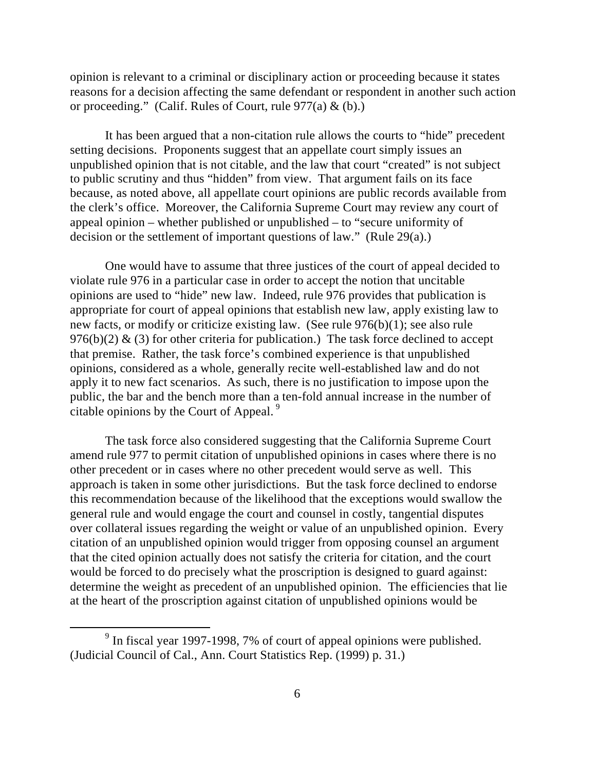opinion is relevant to a criminal or disciplinary action or proceeding because it states reasons for a decision affecting the same defendant or respondent in another such action or proceeding." (Calif. Rules of Court, rule 977(a) & (b).)

It has been argued that a non-citation rule allows the courts to "hide" precedent setting decisions. Proponents suggest that an appellate court simply issues an unpublished opinion that is not citable, and the law that court "created" is not subject to public scrutiny and thus "hidden" from view. That argument fails on its face because, as noted above, all appellate court opinions are public records available from the clerk's office. Moreover, the California Supreme Court may review any court of appeal opinion – whether published or unpublished – to "secure uniformity of decision or the settlement of important questions of law." (Rule 29(a).)

One would have to assume that three justices of the court of appeal decided to violate rule 976 in a particular case in order to accept the notion that uncitable opinions are used to "hide" new law. Indeed, rule 976 provides that publication is appropriate for court of appeal opinions that establish new law, apply existing law to new facts, or modify or criticize existing law. (See rule 976(b)(1); see also rule 976(b)(2) & (3) for other criteria for publication.) The task force declined to accept that premise. Rather, the task force's combined experience is that unpublished opinions, considered as a whole, generally recite well-established law and do not apply it to new fact scenarios. As such, there is no justification to impose upon the public, the bar and the bench more than a ten-fold annual increase in the number of citable opinions by the Court of Appeal.[9]

The task force also considered suggesting that the California Supreme Court amend rule 977 to permit citation of unpublished opinions in cases where there is no other precedent or in cases where no other precedent would serve as well. This approach is taken in some other jurisdictions. But the task force declined to endorse this recommendation because of the likelihood that the exceptions would swallow the general rule and would engage the court and counsel in costly, tangential disputes over collateral issues regarding the weight or value of an unpublished opinion. Every citation of an unpublished opinion would trigger from opposing counsel an argument that the cited opinion actually does not satisfy the criteria for citation, and the court would be forced to do precisely what the proscription is designed to guard against: determine the weight as precedent of an unpublished opinion. The efficiencies that lie at the heart of the proscription against citation of unpublished opinions would be

[9] In fiscal year 1997-1998, 7% of court of appeal opinions were published. (Judicial Council of Cal., Ann. Court Statistics Rep. (1999) p. 31.)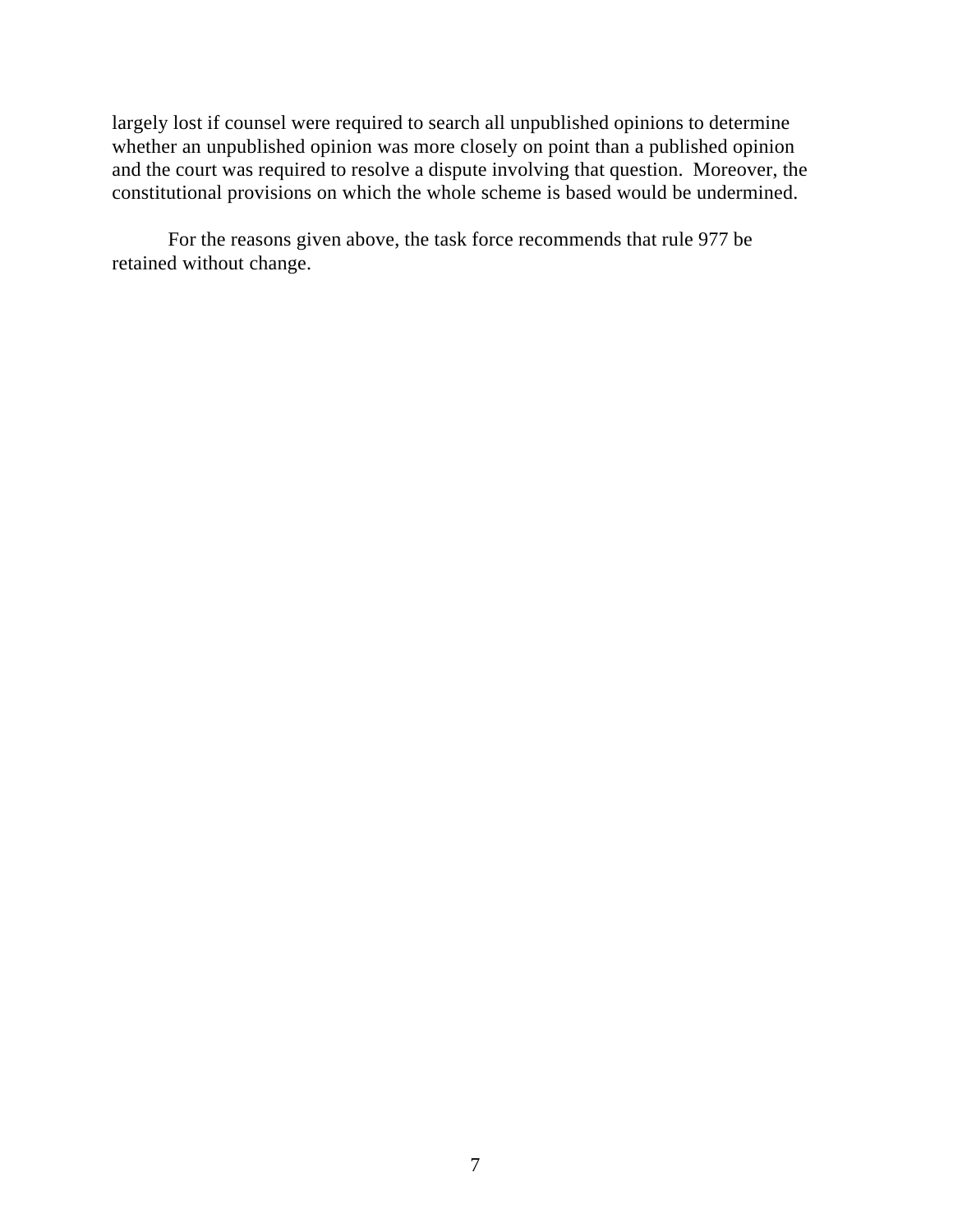largely lost if counsel were required to search all unpublished opinions to determine whether an unpublished opinion was more closely on point than a published opinion and the court was required to resolve a dispute involving that question. Moreover, the constitutional provisions on which the whole scheme is based would be undermined.

For the reasons given above, the task force recommends that rule 977 be retained without change.